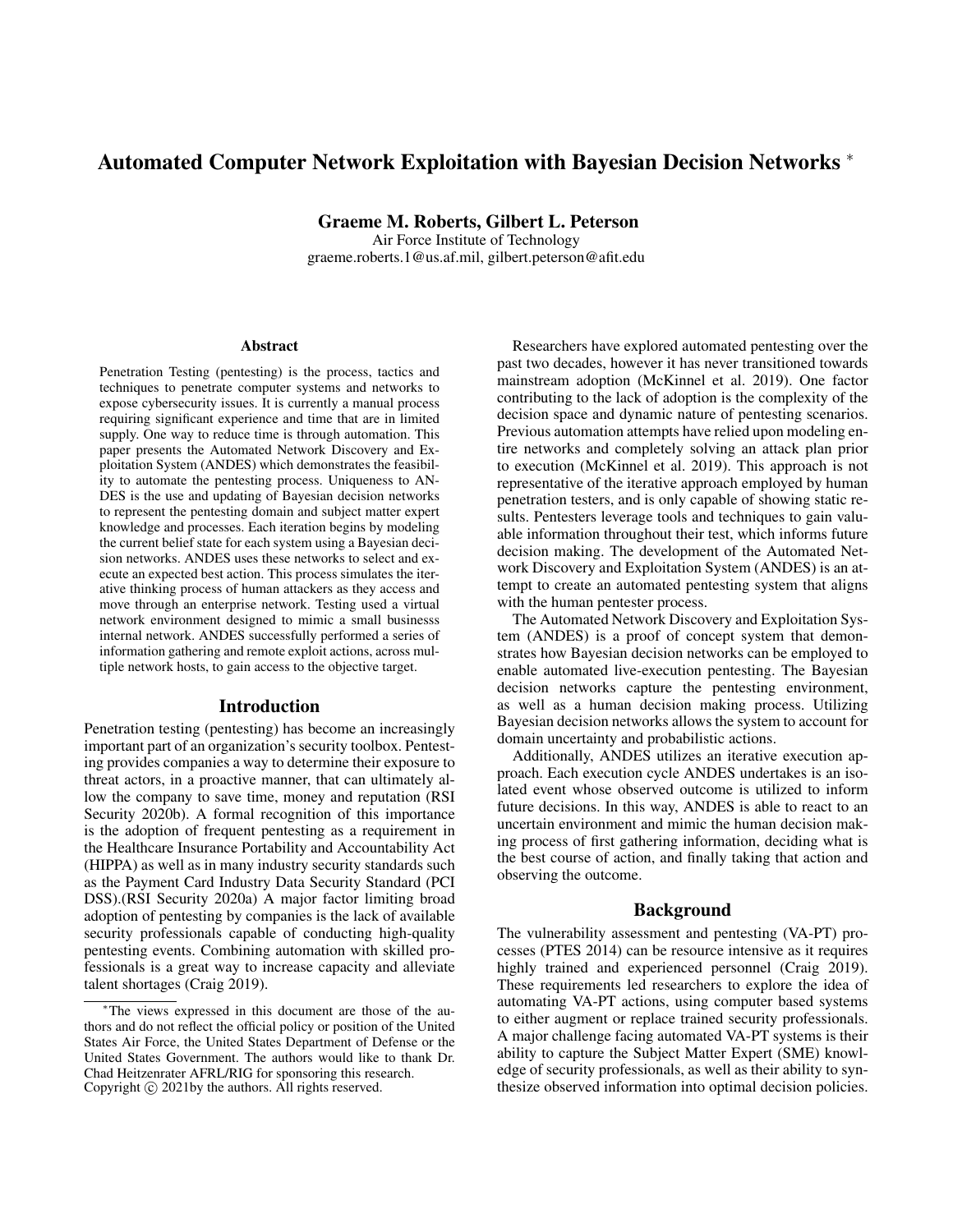# Automated Computer Network Exploitation with Bayesian Decision Networks *

**Graeme M. Roberts, Gilbert L. Peterson**

Air Force Institute of Technology
graeme.roberts.1@us.af.mil, gilbert.peterson@afit.edu

## Abstract

Penetration Testing (pentesting) is the process, tactics and techniques to penetrate computer systems and networks to expose cybersecurity issues. It is currently a manual process requiring significant experience and time that are in limited supply. One way to reduce time is through automation. This paper presents the Automated Network Discovery and Exploitation System (ANDES) which demonstrates the feasibility to automate the pentesting process. Uniqueness to ANDES is the use and updating of Bayesian decision networks to represent the pentesting domain and subject matter expert knowledge and processes. Each iteration begins by modeling the current belief state for each system using a Bayesian decision networks. ANDES uses these networks to select and execute an expected best action. This process simulates the iterative thinking process of human attackers as they access and move through an enterprise network. Testing used a virtual network environment designed to mimic a small businesss internal network. ANDES successfully performed a series of information gathering and remote exploit actions, across multiple network hosts, to gain access to the objective target.

## Introduction

Penetration testing (pentesting) has become an increasingly important part of an organization's security toolbox. Pentesting provides companies a way to determine their exposure to threat actors, in a proactive manner, that can ultimately allow the company to save time, money and reputation (RSI Security 2020b). A formal recognition of this importance is the adoption of frequent pentesting as a requirement in the Healthcare Insurance Portability and Accountability Act (HIPPA) as well as in many industry security standards such as the Payment Card Industry Data Security Standard (PCI DSS).(RSI Security 2020a) A major factor limiting broad adoption of pentesting by companies is the lack of available security professionals capable of conducting high-quality pentesting events. Combining automation with skilled professionals is a great way to increase capacity and alleviate talent shortages (Craig 2019).

Researchers have explored automated pentesting over the past two decades, however it has never transitioned towards mainstream adoption (McKinnel et al. 2019). One factor contributing to the lack of adoption is the complexity of the decision space and dynamic nature of pentesting scenarios. Previous automation attempts have relied upon modeling entire networks and completely solving an attack plan prior to execution (McKinnel et al. 2019). This approach is not representative of the iterative approach employed by human penetration testers, and is only capable of showing static results. Pentesters leverage tools and techniques to gain valuable information throughout their test, which informs future decision making. The development of the Automated Network Discovery and Exploitation System (ANDES) is an attempt to create an automated pentesting system that aligns with the human pentester process.

The Automated Network Discovery and Exploitation System (ANDES) is a proof of concept system that demonstrates how Bayesian decision networks can be employed to enable automated live-execution pentesting. The Bayesian decision networks capture the pentesting environment, as well as a human decision making process. Utilizing Bayesian decision networks allows the system to account for domain uncertainty and probabilistic actions.

Additionally, ANDES utilizes an iterative execution approach. Each execution cycle ANDES undertakes is an isolated event whose observed outcome is utilized to inform future decisions. In this way, ANDES is able to react to an uncertain environment and mimic the human decision making process of first gathering information, deciding what is the best course of action, and finally taking that action and observing the outcome.

## Background

The vulnerability assessment and pentesting (VA-PT) processes (PTES 2014) can be resource intensive as it requires highly trained and experienced personnel (Craig 2019). These requirements led researchers to explore the idea of automating VA-PT actions, using computer based systems to either augment or replace trained security professionals. A major challenge facing automated VA-PT systems is their ability to capture the Subject Matter Expert (SME) knowledge of security professionals, as well as their ability to synthesize observed information into optimal decision policies.

---

*The views expressed in this document are those of the authors and do not reflect the official policy or position of the United States Air Force, the United States Department of Defense or the United States Government. The authors would like to thank Dr. Chad Heitzenrater AFRL/RIG for sponsoring this research.
Copyright © 2021by the authors. All rights reserved.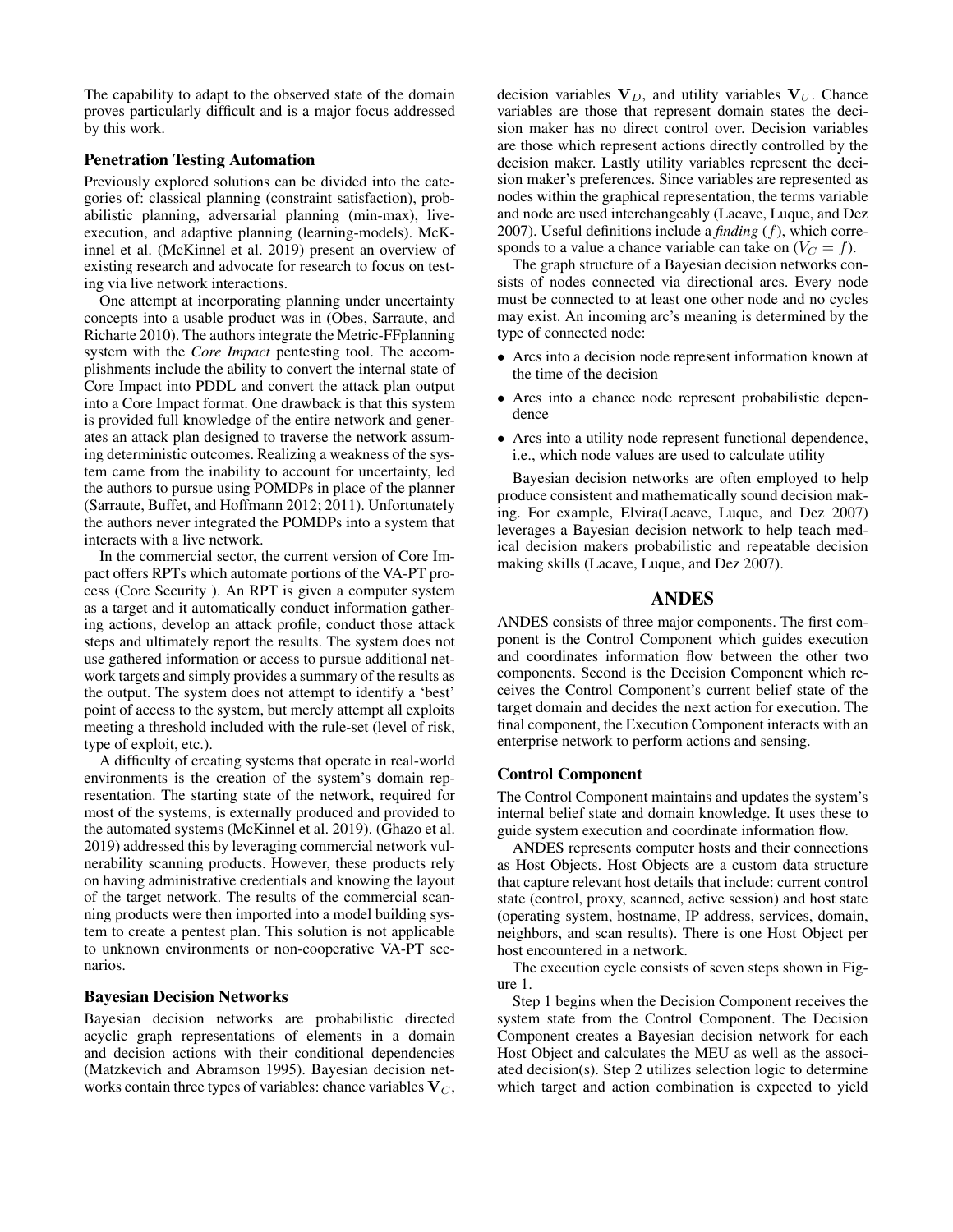The capability to adapt to the observed state of the domain proves particularly difficult and is a major focus addressed by this work.

### Penetration Testing Automation

Previously explored solutions can be divided into the categories of: classical planning (constraint satisfaction), probabilistic planning, adversarial planning (min-max), live-execution, and adaptive planning (learning-models). McKinnel et al. (McKinnel et al. 2019) present an overview of existing research and advocate for research to focus on testing via live network interactions.

One attempt at incorporating planning under uncertainty concepts into a usable product was in (Obes, Sarraute, and Richarte 2010). The authors integrate the Metric-FFplanning system with the *Core Impact* pentesting tool. The accomplishments include the ability to convert the internal state of Core Impact into PDDL and convert the attack plan output into a Core Impact format. One drawback is that this system is provided full knowledge of the entire network and generates an attack plan designed to traverse the network assuming deterministic outcomes. Realizing a weakness of the system came from the inability to account for uncertainty, led the authors to pursue using POMDPs in place of the planner (Sarraute, Buffet, and Hoffmann 2012; 2011). Unfortunately the authors never integrated the POMDPs into a system that interacts with a live network.

In the commercial sector, the current version of Core Impact offers RPTs which automate portions of the VA-PT process (Core Security ). An RPT is given a computer system as a target and it automatically conduct information gathering actions, develop an attack profile, conduct those attack steps and ultimately report the results. The system does not use gathered information or access to pursue additional network targets and simply provides a summary of the results as the output. The system does not attempt to identify a 'best' point of access to the system, but merely attempt all exploits meeting a threshold included with the rule-set (level of risk, type of exploit, etc.).

A difficulty of creating systems that operate in real-world environments is the creation of the system's domain representation. The starting state of the network, required for most of the systems, is externally produced and provided to the automated systems (McKinnel et al. 2019). (Ghazo et al. 2019) addressed this by leveraging commercial network vulnerability scanning products. However, these products rely on having administrative credentials and knowing the layout of the target network. The results of the commercial scanning products were then imported into a model building system to create a pentest plan. This solution is not applicable to unknown environments or non-cooperative VA-PT scenarios.

### Bayesian Decision Networks

Bayesian decision networks are probabilistic directed acyclic graph representations of elements in a domain and decision actions with their conditional dependencies (Matzkevich and Abramson 1995). Bayesian decision networks contain three types of variables: chance variables $\mathbf{V}_C$, decision variables $\mathbf{V}_D$, and utility variables $\mathbf{V}_U$. Chance variables are those that represent domain states the decision maker has no direct control over. Decision variables are those which represent actions directly controlled by the decision maker. Lastly utility variables represent the decision maker's preferences. Since variables are represented as nodes within the graphical representation, the terms variable and node are used interchangeably (Lacave, Luque, and Dez 2007). Useful definitions include a *finding* ($f$), which corresponds to a value a chance variable can take on ($V_C = f$).

The graph structure of a Bayesian decision networks consists of nodes connected via directional arcs. Every node must be connected to at least one other node and no cycles may exist. An incoming arc's meaning is determined by the type of connected node:

- Arcs into a decision node represent information known at the time of the decision
- Arcs into a chance node represent probabilistic dependence
- Arcs into a utility node represent functional dependence, i.e., which node values are used to calculate utility

Bayesian decision networks are often employed to help produce consistent and mathematically sound decision making. For example, Elvira(Lacave, Luque, and Dez 2007) leverages a Bayesian decision network to help teach medical decision makers probabilistic and repeatable decision making skills (Lacave, Luque, and Dez 2007).

## ANDES

ANDES consists of three major components. The first component is the Control Component which guides execution and coordinates information flow between the other two components. Second is the Decision Component which receives the Control Component's current belief state of the target domain and decides the next action for execution. The final component, the Execution Component interacts with an enterprise network to perform actions and sensing.

### Control Component

The Control Component maintains and updates the system's internal belief state and domain knowledge. It uses these to guide system execution and coordinate information flow.

ANDES represents computer hosts and their connections as Host Objects. Host Objects are a custom data structure that capture relevant host details that include: current control state (control, proxy, scanned, active session) and host state (operating system, hostname, IP address, services, domain, neighbors, and scan results). There is one Host Object per host encountered in a network.

The execution cycle consists of seven steps shown in Figure 1.

Step 1 begins when the Decision Component receives the system state from the Control Component. The Decision Component creates a Bayesian decision network for each Host Object and calculates the MEU as well as the associated decision(s). Step 2 utilizes selection logic to determine which target and action combination is expected to yield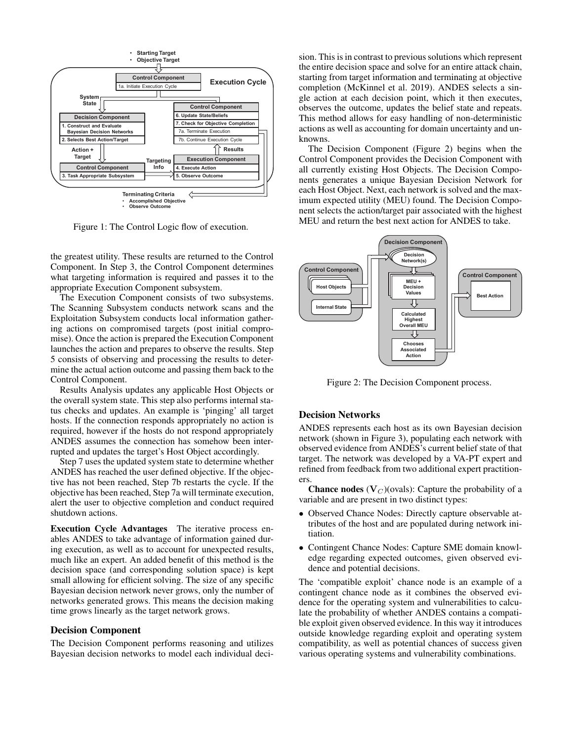Figure 1: The Control Logic flow of execution.

the greatest utility. These results are returned to the Control Component. In Step 3, the Control Component determines what targeting information is required and passes it to the appropriate Execution Component subsystem.

The Execution Component consists of two subsystems. The Scanning Subsystem conducts network scans and the Exploitation Subsystem conducts local information gathering actions on compromised targets (post initial compromise). Once the action is prepared the Execution Component launches the action and prepares to observe the results. Step 5 consists of observing and processing the results to determine the actual action outcome and passing them back to the Control Component.

Results Analysis updates any applicable Host Objects or the overall system state. This step also performs internal status checks and updates. An example is 'pinging' all target hosts. If the connection responds appropriately no action is required, however if the hosts do not respond appropriately ANDES assumes the connection has somehow been interrupted and updates the target's Host Object accordingly.

Step 7 uses the updated system state to determine whether ANDES has reached the user defined objective. If the objective has not been reached, Step 7b restarts the cycle. If the objective has been reached, Step 7a will terminate execution, alert the user to objective completion and conduct required shutdown actions.

**Execution Cycle Advantages** The iterative process enables ANDES to take advantage of information gained during execution, as well as to account for unexpected results, much like an expert. An added benefit of this method is the decision space (and corresponding solution space) is kept small allowing for efficient solving. The size of any specific Bayesian decision network never grows, only the number of networks generated grows. This means the decision making time grows linearly as the target network grows.

## Decision Component

The Decision Component performs reasoning and utilizes Bayesian decision networks to model each individual decision. This is in contrast to previous solutions which represent the entire decision space and solve for an entire attack chain, starting from target information and terminating at objective completion (McKinnel et al. 2019). ANDES selects a single action at each decision point, which it then executes, observes the outcome, updates the belief state and repeats. This method allows for easy handling of non-deterministic actions as well as accounting for domain uncertainty and unknowns.

The Decision Component (Figure 2) begins when the Control Component provides the Decision Component with all currently existing Host Objects. The Decision Components generates a unique Bayesian Decision Network for each Host Object. Next, each network is solved and the maximum expected utility (MEU) found. The Decision Component selects the action/target pair associated with the highest MEU and return the best next action for ANDES to take.

Figure 2: The Decision Component process.

## Decision Networks

ANDES represents each host as its own Bayesian decision network (shown in Figure 3), populating each network with observed evidence from ANDES's current belief state of that target. The network was developed by a VA-PT expert and refined from feedback from two additional expert practitioners.

**Chance nodes** ($\mathbf{V}_C$)(ovals): Capture the probability of a variable and are present in two distinct types:

- Observed Chance Nodes: Directly capture observable attributes of the host and are populated during network initiation.
- Contingent Chance Nodes: Capture SME domain knowledge regarding expected outcomes, given observed evidence and potential decisions.

The 'compatible exploit' chance node is an example of a contingent chance node as it combines the observed evidence for the operating system and vulnerabilities to calculate the probability of whether ANDES contains a compatible exploit given observed evidence. In this way it introduces outside knowledge regarding exploit and operating system compatibility, as well as potential chances of success given various operating systems and vulnerability combinations.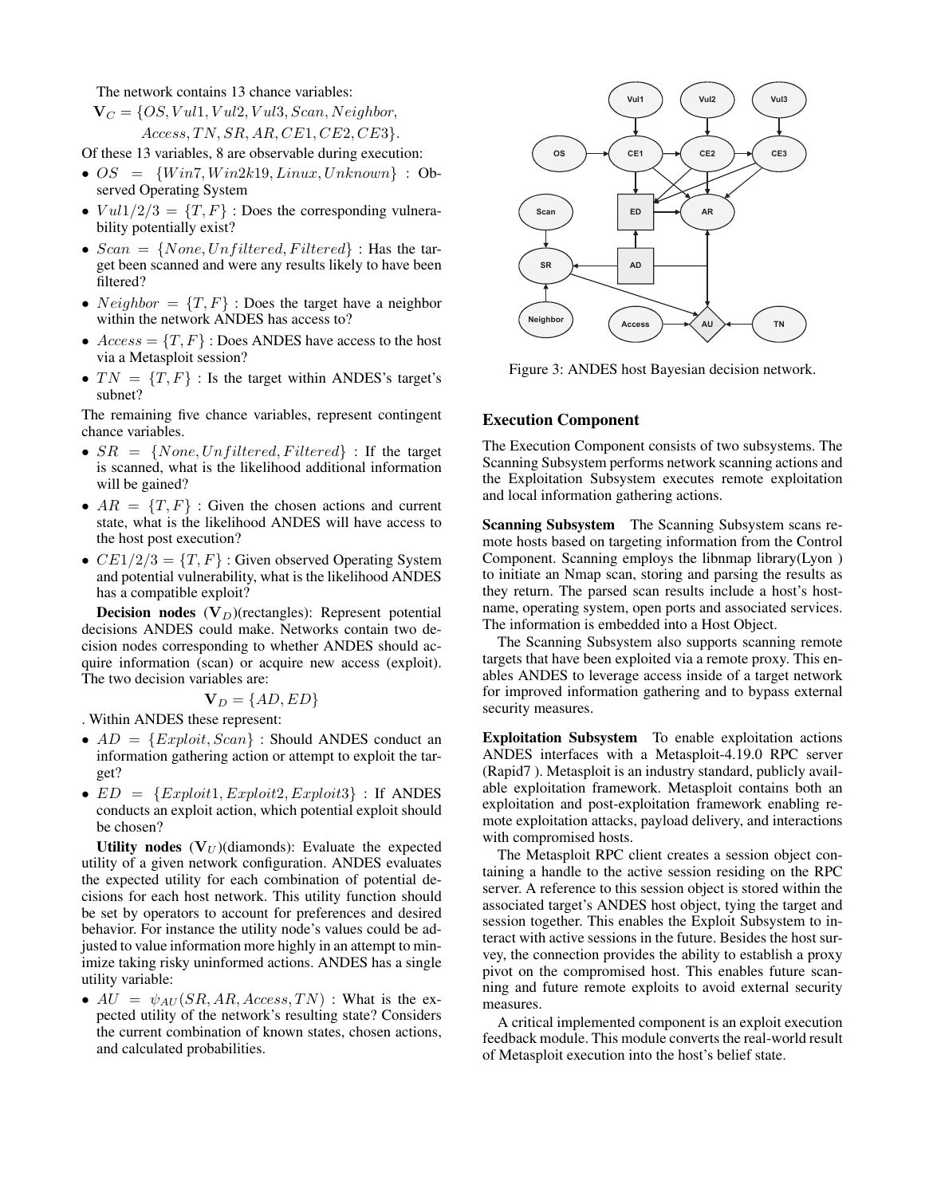The network contains 13 chance variables:

$$\mathbf{V}_C = \{OS, Vul1, Vul2, Vul3, Scan, Neighbor, Access, TN, SR, AR, CE1, CE2, CE3\}.$$

Of these 13 variables, 8 are observable during execution:

- $OS = \{Win7, Win2k19, Linux, Unknown\}$ : Observed Operating System
- $Vul1/2/3 = \{T, F\}$ : Does the corresponding vulnerability potentially exist?
- $Scan = \{None, Unfiltered, Filtered\}$ : Has the target been scanned and were any results likely to have been filtered?
- $Neighbor = \{T, F\}$ : Does the target have a neighbor within the network ANDES has access to?
- $Access = \{T, F\}$ : Does ANDES have access to the host via a Metasploit session?
- $TN = \{T, F\}$ : Is the target within ANDES's target's subnet?

The remaining five chance variables, represent contingent chance variables.

- $SR = \{None, Unfiltered, Filtered\}$ : If the target is scanned, what is the likelihood additional information will be gained?
- $AR = \{T, F\}$ : Given the chosen actions and current state, what is the likelihood ANDES will have access to the host post execution?
- $CE1/2/3 = \{T, F\}$ : Given observed Operating System and potential vulnerability, what is the likelihood ANDES has a compatible exploit?

**Decision nodes** ($\mathbf{V}_D$)(rectangles): Represent potential decisions ANDES could make. Networks contain two decision nodes corresponding to whether ANDES should acquire information (scan) or acquire new access (exploit). The two decision variables are:

$$\mathbf{V}_D = \{AD, ED\}$$

. Within ANDES these represent:

- $AD = \{Exploit, Scan\}$ : Should ANDES conduct an information gathering action or attempt to exploit the target?
- $ED = \{Exploit1, Exploit2, Exploit3\}$ : If ANDES conducts an exploit action, which potential exploit should be chosen?

**Utility nodes** ($\mathbf{V}_U$)(diamonds): Evaluate the expected utility of a given network configuration. ANDES evaluates the expected utility for each combination of potential decisions for each host network. This utility function should be set by operators to account for preferences and desired behavior. For instance the utility node's values could be adjusted to value information more highly in an attempt to minimize taking risky uninformed actions. ANDES has a single utility variable:

- $AU = \psi_{AU}(SR, AR, Access, TN)$ : What is the expected utility of the network's resulting state? Considers the current combination of known states, chosen actions, and calculated probabilities.

Figure 3: ANDES host Bayesian decision network.

## Execution Component

The Execution Component consists of two subsystems. The Scanning Subsystem performs network scanning actions and the Exploitation Subsystem executes remote exploitation and local information gathering actions.

**Scanning Subsystem** The Scanning Subsystem scans remote hosts based on targeting information from the Control Component. Scanning employs the libnmap library(Lyon ) to initiate an Nmap scan, storing and parsing the results as they return. The parsed scan results include a host's hostname, operating system, open ports and associated services. The information is embedded into a Host Object.

The Scanning Subsystem also supports scanning remote targets that have been exploited via a remote proxy. This enables ANDES to leverage access inside of a target network for improved information gathering and to bypass external security measures.

**Exploitation Subsystem** To enable exploitation actions ANDES interfaces with a Metasploit-4.19.0 RPC server (Rapid7 ). Metasploit is an industry standard, publicly available exploitation framework. Metasploit contains both an exploitation and post-exploitation framework enabling remote exploitation attacks, payload delivery, and interactions with compromised hosts.

The Metasploit RPC client creates a session object containing a handle to the active session residing on the RPC server. A reference to this session object is stored within the associated target's ANDES host object, tying the target and session together. This enables the Exploit Subsystem to interact with active sessions in the future. Besides the host survey, the connection provides the ability to establish a proxy pivot on the compromised host. This enables future scanning and future remote exploits to avoid external security measures.

A critical implemented component is an exploit execution feedback module. This module converts the real-world result of Metasploit execution into the host's belief state.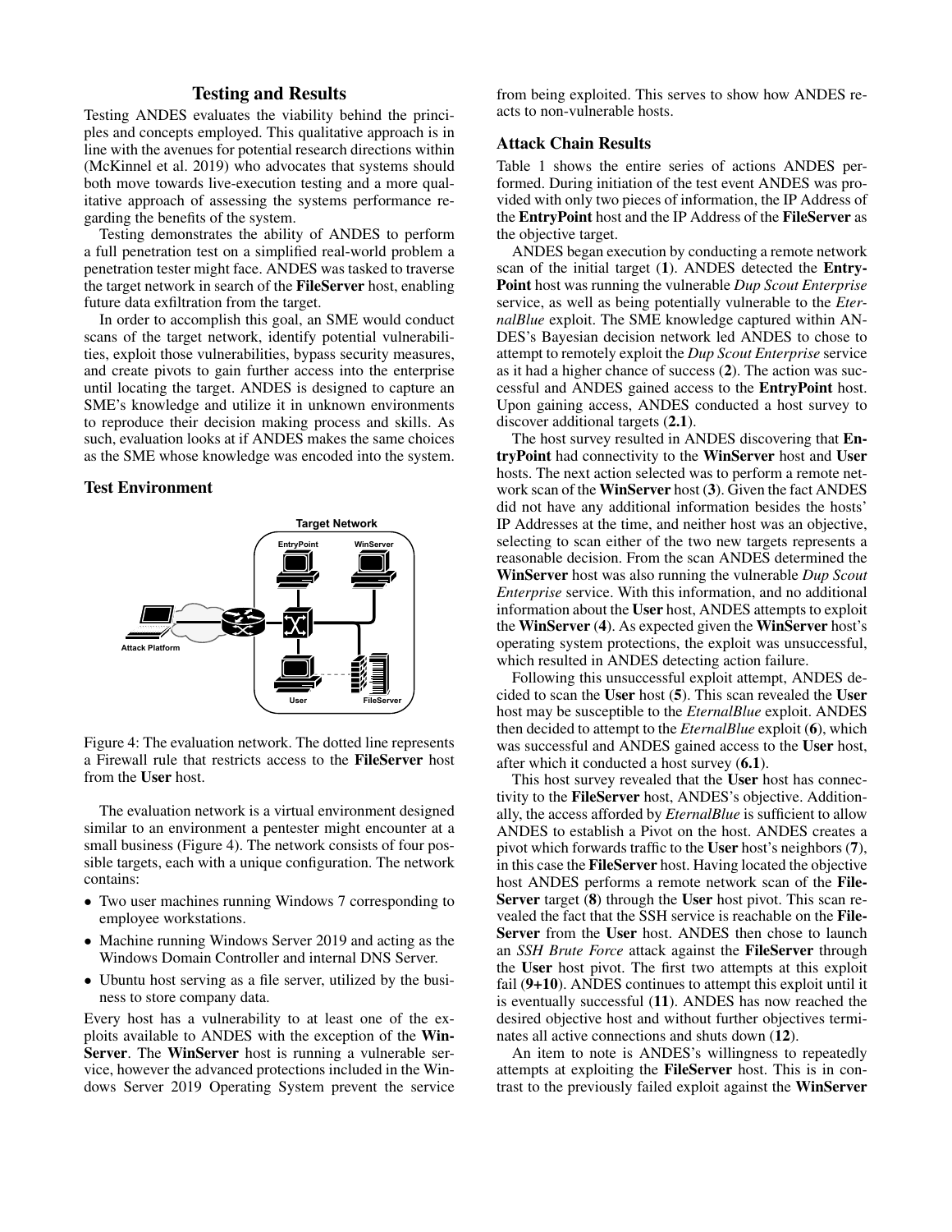## Testing and Results

Testing ANDES evaluates the viability behind the principles and concepts employed. This qualitative approach is in line with the avenues for potential research directions within (McKinnel et al. 2019) who advocates that systems should both move towards live-execution testing and a more qualitative approach of assessing the systems performance regarding the benefits of the system.

Testing demonstrates the ability of ANDES to perform a full penetration test on a simplified real-world problem a penetration tester might face. ANDES was tasked to traverse the target network in search of the **FileServer** host, enabling future data exfiltration from the target.

In order to accomplish this goal, an SME would conduct scans of the target network, identify potential vulnerabilities, exploit those vulnerabilities, bypass security measures, and create pivots to gain further access into the enterprise until locating the target. ANDES is designed to capture an SME's knowledge and utilize it in unknown environments to reproduce their decision making process and skills. As such, evaluation looks at if ANDES makes the same choices as the SME whose knowledge was encoded into the system.

### Test Environment

Figure 4: The evaluation network. The dotted line represents a Firewall rule that restricts access to the **FileServer** host from the **User** host.

The evaluation network is a virtual environment designed similar to an environment a pentester might encounter at a small business (Figure 4). The network consists of four possible targets, each with a unique configuration. The network contains:

- Two user machines running Windows 7 corresponding to employee workstations.
- Machine running Windows Server 2019 and acting as the Windows Domain Controller and internal DNS Server.
- Ubuntu host serving as a file server, utilized by the business to store company data.

Every host has a vulnerability to at least one of the exploits available to ANDES with the exception of the **WinServer**. The **WinServer** host is running a vulnerable service, however the advanced protections included in the Windows Server 2019 Operating System prevent the service from being exploited. This serves to show how ANDES reacts to non-vulnerable hosts.

### Attack Chain Results

Table 1 shows the entire series of actions ANDES performed. During initiation of the test event ANDES was provided with only two pieces of information, the IP Address of the **EntryPoint** host and the IP Address of the **FileServer** as the objective target.

ANDES began execution by conducting a remote network scan of the initial target (**1**). ANDES detected the **EntryPoint** host was running the vulnerable *Dup Scout Enterprise* service, as well as being potentially vulnerable to the *EternalBlue* exploit. The SME knowledge captured within ANDES's Bayesian decision network led ANDES to chose to attempt to remotely exploit the *Dup Scout Enterprise* service as it had a higher chance of success (**2**). The action was successful and ANDES gained access to the **EntryPoint** host. Upon gaining access, ANDES conducted a host survey to discover additional targets (**2.1**).

The host survey resulted in ANDES discovering that **EntryPoint** had connectivity to the **WinServer** host and **User** hosts. The next action selected was to perform a remote network scan of the **WinServer** host (**3**). Given the fact ANDES did not have any additional information besides the hosts' IP Addresses at the time, and neither host was an objective, selecting to scan either of the two new targets represents a reasonable decision. From the scan ANDES determined the **WinServer** host was also running the vulnerable *Dup Scout Enterprise* service. With this information, and no additional information about the **User** host, ANDES attempts to exploit the **WinServer** (**4**). As expected given the **WinServer** host's operating system protections, the exploit was unsuccessful, which resulted in ANDES detecting action failure.

Following this unsuccessful exploit attempt, ANDES decided to scan the **User** host (**5**). This scan revealed the **User** host may be susceptible to the *EternalBlue* exploit. ANDES then decided to attempt to the *EternalBlue* exploit (**6**), which was successful and ANDES gained access to the **User** host, after which it conducted a host survey (**6.1**).

This host survey revealed that the **User** host has connectivity to the **FileServer** host, ANDES's objective. Additionally, the access afforded by *EternalBlue* is sufficient to allow ANDES to establish a Pivot on the host. ANDES creates a pivot which forwards traffic to the **User** host's neighbors (**7**), in this case the **FileServer** host. Having located the objective host ANDES performs a remote network scan of the **FileServer** target (**8**) through the **User** host pivot. This scan revealed the fact that the SSH service is reachable on the **FileServer** from the **User** host. ANDES then chose to launch an *SSH Brute Force* attack against the **FileServer** through the **User** host pivot. The first two attempts at this exploit fail (**9+10**). ANDES continues to attempt this exploit until it is eventually successful (**11**). ANDES has now reached the desired objective host and without further objectives terminates all active connections and shuts down (**12**).

An item to note is ANDES's willingness to repeatedly attempts at exploiting the **FileServer** host. This is in contrast to the previously failed exploit against the **WinServer**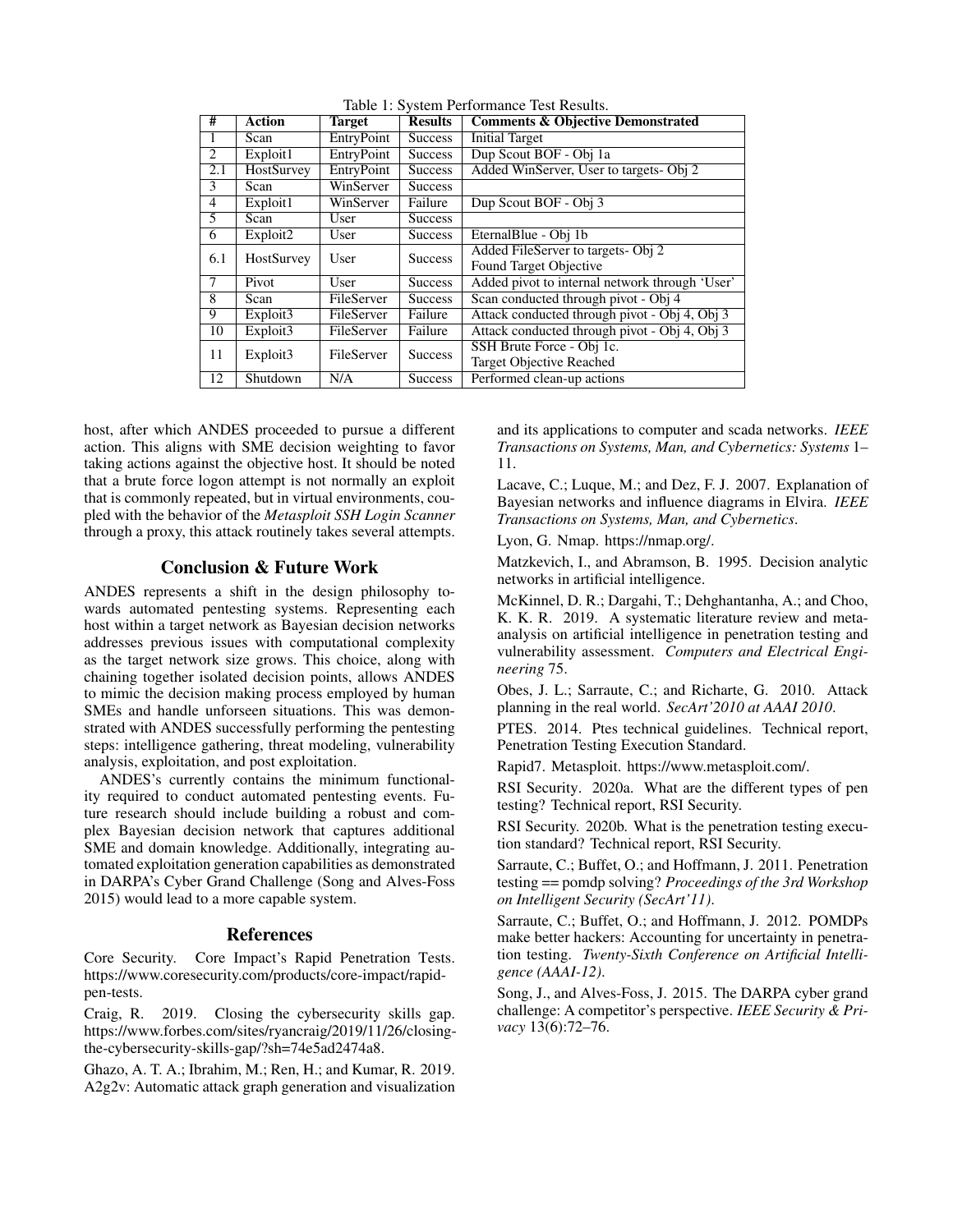Table 1: System Performance Test Results.

| # | Action | Target | Results | Comments & Objective Demonstrated |
|---|---|---|---|---|
| 1 | Scan | EntryPoint | Success | Initial Target |
| 2 | Exploit1 | EntryPoint | Success | Dup Scout BOF - Obj 1a |
| 2.1 | HostSurvey | EntryPoint | Success | Added WinServer, User to targets- Obj 2 |
| 3 | Scan | WinServer | Success | |
| 4 | Exploit1 | WinServer | Failure | Dup Scout BOF - Obj 3 |
| 5 | Scan | User | Success | |
| 6 | Exploit2 | User | Success | EternalBlue - Obj 1b |
| 6.1 | HostSurvey | User | Success | Added FileServer to targets- Obj 2<br>Found Target Objective |
| 7 | Pivot | User | Success | Added pivot to internal network through 'User' |
| 8 | Scan | FileServer | Success | Scan conducted through pivot - Obj 4 |
| 9 | Exploit3 | FileServer | Failure | Attack conducted through pivot - Obj 4, Obj 3 |
| 10 | Exploit3 | FileServer | Failure | Attack conducted through pivot - Obj 4, Obj 3 |
| 11 | Exploit3 | FileServer | Success | SSH Brute Force - Obj 1c.<br>Target Objective Reached |
| 12 | Shutdown | N/A | Success | Performed clean-up actions |

host, after which ANDES proceeded to pursue a different action. This aligns with SME decision weighting to favor taking actions against the objective host. It should be noted that a brute force logon attempt is not normally an exploit that is commonly repeated, but in virtual environments, coupled with the behavior of the *Metasploit SSH Login Scanner* through a proxy, this attack routinely takes several attempts.

## Conclusion & Future Work

ANDES represents a shift in the design philosophy towards automated pentesting systems. Representing each host within a target network as Bayesian decision networks addresses previous issues with computational complexity as the target network size grows. This choice, along with chaining together isolated decision points, allows ANDES to mimic the decision making process employed by human SMEs and handle unforseen situations. This was demonstrated with ANDES successfully performing the pentesting steps: intelligence gathering, threat modeling, vulnerability analysis, exploitation, and post exploitation.

ANDES's currently contains the minimum functionality required to conduct automated pentesting events. Future research should include building a robust and complex Bayesian decision network that captures additional SME and domain knowledge. Additionally, integrating automated exploitation generation capabilities as demonstrated in DARPA's Cyber Grand Challenge (Song and Alves-Foss 2015) would lead to a more capable system.

## References

Core Security. Core Impact's Rapid Penetration Tests. https://www.coresecurity.com/products/core-impact/rapid-pen-tests.

Craig, R. 2019. Closing the cybersecurity skills gap. https://www.forbes.com/sites/ryancraig/2019/11/26/closing-the-cybersecurity-skills-gap/?sh=74e5ad2474a8.

Ghazo, A. T. A.; Ibrahim, M.; Ren, H.; and Kumar, R. 2019. A2g2v: Automatic attack graph generation and visualization and its applications to computer and scada networks. *IEEE Transactions on Systems, Man, and Cybernetics: Systems* 1–11.

Lacave, C.; Luque, M.; and Dez, F. J. 2007. Explanation of Bayesian networks and influence diagrams in Elvira. *IEEE Transactions on Systems, Man, and Cybernetics*.

Lyon, G. Nmap. https://nmap.org/.

Matzkevich, I., and Abramson, B. 1995. Decision analytic networks in artificial intelligence.

McKinnel, D. R.; Dargahi, T.; Dehghantanha, A.; and Choo, K. K. R. 2019. A systematic literature review and meta-analysis on artificial intelligence in penetration testing and vulnerability assessment. *Computers and Electrical Engineering* 75.

Obes, J. L.; Sarraute, C.; and Richarte, G. 2010. Attack planning in the real world. *SecArt'2010 at AAAI 2010*.

PTES. 2014. Ptes technical guidelines. Technical report, Penetration Testing Execution Standard.

Rapid7. Metasploit. https://www.metasploit.com/.

RSI Security. 2020a. What are the different types of pen testing? Technical report, RSI Security.

RSI Security. 2020b. What is the penetration testing execution standard? Technical report, RSI Security.

Sarraute, C.; Buffet, O.; and Hoffmann, J. 2011. Penetration testing == pomdp solving? *Proceedings of the 3rd Workshop on Intelligent Security (SecArt'11)*.

Sarraute, C.; Buffet, O.; and Hoffmann, J. 2012. POMDPs make better hackers: Accounting for uncertainty in penetration testing. *Twenty-Sixth Conference on Artificial Intelligence (AAAI-12)*.

Song, J., and Alves-Foss, J. 2015. The DARPA cyber grand challenge: A competitor's perspective. *IEEE Security & Privacy* 13(6):72–76.